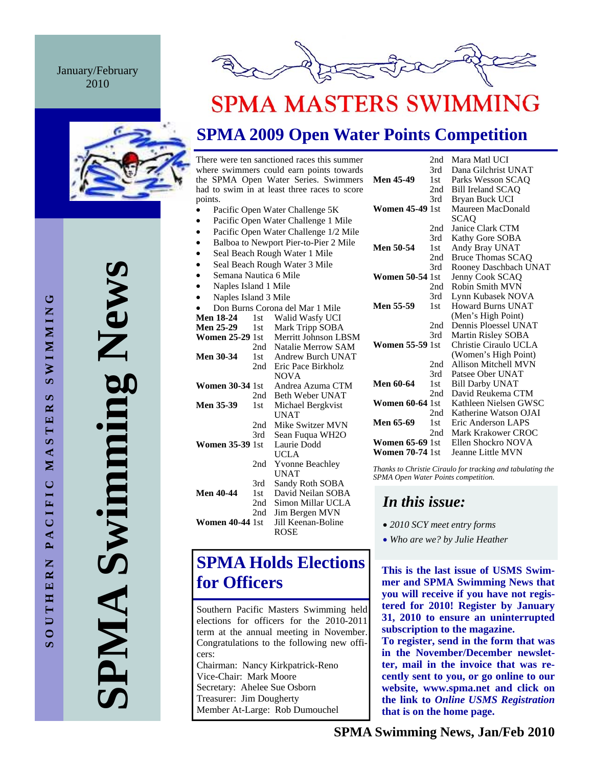January/February 2010

# SPMA MASTERS SWIMMING

# SPMA Swimming News

SOUTHERN PACIFIC MASTERS SWIMMING

## SPMA 2009 Open Water Points Competition

There were ten sanctioned races this summer where swimmers could earn points towards the SPMA Open Water Series. Swimmers had to swim in at least three races to score points.

- Pacific Open Water Challenge 5K
- Pacific Open Water Challenge 1 Mile
- Pacific Open Water Challenge 1/2 Mile
- Balboa to Newport Pier-to-Pier 2 Mile
- Seal Beach Rough Water 1 Mile
- Seal Beach Rough Water 3 Mile
- Semana Nautica 6 Mile
- Naples Island 1 Mile
- Naples Island 3 Mile
- Don Burns Corona del Mar 1 Mile

| Division | Place | Name |
|---|---|---|
| **Men 18-24** | 1st | Walid Wasfy UCI |
| **Men 25-29** | 1st | Mark Tripp SOBA |
| **Women 25-29** | 1st | Merritt Johnson LBSM |
| | 2nd | Natalie Merrow SAM |
| **Men 30-34** | 1st | Andrew Burch UNAT |
| | 2nd | Eric Pace Birkholz NOVA |
| **Women 30-34** | 1st | Andrea Azuma CTM |
| | 2nd | Beth Weber UNAT |
| **Men 35-39** | 1st | Michael Bergkvist UNAT |
| | 2nd | Mike Switzer MVN |
| | 3rd | Sean Fuqua WH2O |
| **Women 35-39** | 1st | Laurie Dodd UCLA |
| | 2nd | Yvonne Beachley UNAT |
| | 3rd | Sandy Roth SOBA |
| **Men 40-44** | 1st | David Neilan SOBA |
| | 2nd | Simon Millar UCLA |
| | 2nd | Jim Bergen MVN |
| **Women 40-44** | 1st | Jill Keenan-Boline ROSE |
| | 2nd | Mara Matl UCI |
| | 3rd | Dana Gilchrist UNAT |
| **Men 45-49** | 1st | Parks Wesson SCAQ |
| | 2nd | Bill Ireland SCAQ |
| | 3rd | Bryan Buck UCI |
| **Women 45-49** | 1st | Maureen MacDonald SCAQ |
| | 2nd | Janice Clark CTM |
| | 3rd | Kathy Gore SOBA |
| **Men 50-54** | 1st | Andy Bray UNAT |
| | 2nd | Bruce Thomas SCAQ |
| | 3rd | Rooney Daschbach UNAT |
| **Women 50-54** | 1st | Jenny Cook SCAQ |
| | 2nd | Robin Smith MVN |
| | 3rd | Lynn Kubasek NOVA |
| **Men 55-59** | 1st | Howard Burns UNAT (Men's High Point) |
| | 2nd | Dennis Ploessel UNAT |
| | 3rd | Martin Risley SOBA |
| **Women 55-59** | 1st | Christie Ciraulo UCLA (Women's High Point) |
| | 2nd | Allison Mitchell MVN |
| | 3rd | Patsee Ober UNAT |
| **Men 60-64** | 1st | Bill Darby UNAT |
| | 2nd | David Reukema CTM |
| **Women 60-64** | 1st | Kathleen Nielsen GWSC |
| | 2nd | Katherine Watson OJAI |
| **Men 65-69** | 1st | Eric Anderson LAPS |
| | 2nd | Mark Krakower CROC |
| **Women 65-69** | 1st | Ellen Shockro NOVA |
| **Women 70-74** | 1st | Jeanne Little MVN |

*Thanks to Christie Ciraulo for tracking and tabulating the SPMA Open Water Points competition.*

## SPMA Holds Elections for Officers

Southern Pacific Masters Swimming held elections for officers for the 2010-2011 term at the annual meeting in November. Congratulations to the following new officers:

Chairman: Nancy Kirkpatrick-Reno
Vice-Chair: Mark Moore
Secretary: Ahelee Sue Osborn
Treasurer: Jim Dougherty
Member At-Large: Rob Dumouchel

## *In this issue:*

- *2010 SCY meet entry forms*
- *Who are we? by Julie Heather*

**This is the last issue of USMS Swimmer and SPMA Swimming News that you will receive if you have not registered for 2010! Register by January 31, 2010 to ensure an uninterrupted subscription to the magazine.**

**To register, send in the form that was in the November/December newsletter, mail in the invoice that was recently sent to you, or go online to our website, www.spma.net and click on the link to *Online USMS Registration* that is on the home page.**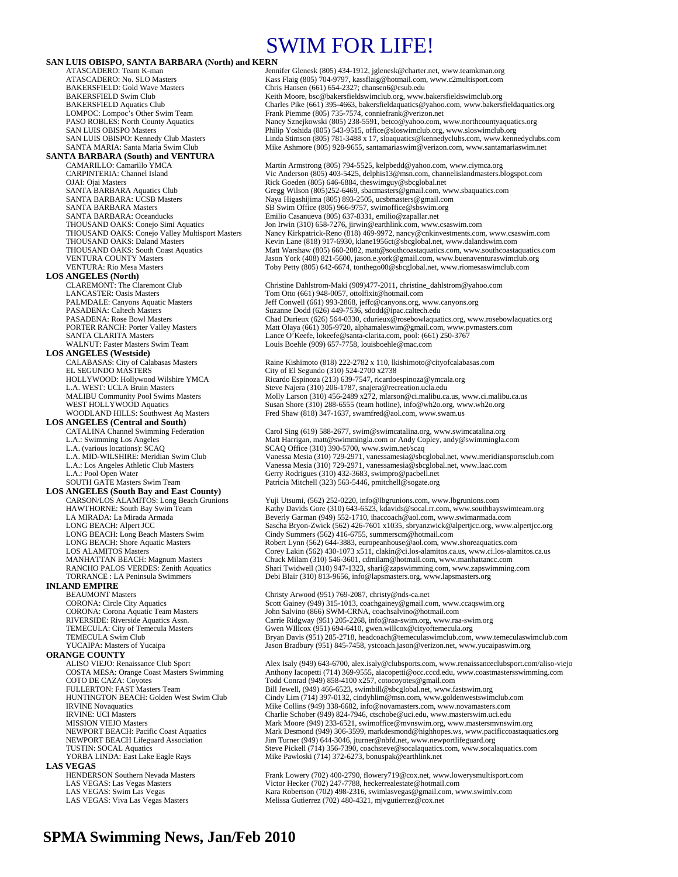# SWIM FOR LIFE!

**SAN LUIS OBISPO, SANTA BARBARA (North) and KERN**

ATASCADERO: Team K-man — Jennifer Glenesk (805) 434-1912, jglenesk@charter.net, www.teamkman.org
ATASCADERO: No. SLO Masters — Kass Flaig (805) 704-9797, kassflaig@hotmail.com, www.c2multisport.com
BAKERSFIELD: Gold Wave Masters — Chris Hansen (661) 654-2327; chansen6@csub.edu
BAKERSFIELD Swim Club — Keith Moore, bsc@bakersfieldswimclub.org, www.bakersfieldswimclub.org
BAKERSFIELD Aquatics Club — Charles Pike (661) 395-4663, bakersfieldaquatics@yahoo.com, www.bakersfieldaquatics.org
LOMPOC: Lompoc's Other Swim Team — Frank Piemme (805) 735-7574, conniefrank@verizon.net
PASO ROBLES: North County Aquatics — Nancy Sznejkowski (805) 238-5591, betco@yahoo.com, www.northcountyaquatics.org
SAN LUIS OBISPO Masters — Philip Yoshida (805) 543-9515, office@sloswimclub.org, www.sloswimclub.org
SAN LUIS OBISPO: Kennedy Club Masters — Linda Stimson (805) 781-3488 x 17, sloaquatics@kennedyclubs.com, www.kennedyclubs.com
SANTA MARIA: Santa Maria Swim Club — Mike Ashmore (805) 928-9655, santamariaswim@verizon.com, www.santamariaswim.net

**SANTA BARBARA (South) and VENTURA**

CAMARILLO: Camarillo YMCA — Martin Armstrong (805) 794-5525, kelpbedd@yahoo.com, www.ciymca.org
CARPINTERIA: Channel Island — Vic Anderson (805) 403-5425, delphis13@msn.com, channelislandmasters.blogspot.com
OJAI: Ojai Masters — Rick Goeden (805) 646-6884, theswimguy@sbcglobal.net
SANTA BARBARA Aquatics Club — Gregg Wilson (805)252-6469, sbacmasters@gmail.com, www.sbaquatics.com
SANTA BARBARA: UCSB Masters — Naya Higashijima (805) 893-2505, ucsbmasters@gmail.com
SANTA BARBARA Masters — SB Swim Office (805) 966-9757, swimoffice@sbswim.org
SANTA BARBARA: Oceanducks — Emilio Casanueva (805) 637-8331, emilio@zapallar.net
THOUSAND OAKS: Conejo Simi Aquatics — Jon Irwin (310) 658-7276, jirwin@earthlink.com, www.csaswim.com
THOUSAND OAKS: Conejo Valley Multisport Masters — Nancy Kirkpatrick-Reno (818) 469-9972, nancy@cnkinvestments.com, www.csaswim.com
THOUSAND OAKS: Daland Masters — Kevin Lane (818) 917-6930, klane1956ct@sbcglobal.net, www.dalandswim.com
THOUSAND OAKS: South Coast Aquatics — Matt Warshaw (805) 660-2082, matt@southcoastaquatics.com, www.southcoastaquatics.com
VENTURA COUNTY Masters — Jason York (408) 821-5600, jason.e.york@gmail.com, www.buenaventuraswimclub.org
VENTURA: Rio Mesa Masters — Toby Petty (805) 642-6674, tonthego00@sbcglobal.net, www.riomesaswimclub.com

**LOS ANGELES (North)**

CLAREMONT: The Claremont Club — Christine Dahlstrom-Maki (909)477-2011, christine_dahlstrom@yahoo.com
LANCASTER: Oasis Masters — Tom Otto (661) 948-0057, ottolfixit@hotmail.com
PALMDALE: Canyons Aquatic Masters — Jeff Conwell (661) 993-2868, jeffc@canyons.org, www.canyons.org
PASADENA: Caltech Masters — Suzanne Dodd (626) 449-7536, sdodd@ipac.caltech.edu
PASADENA: Rose Bowl Masters — Chad Durieux (626) 564-0330, cdurieux@rosebowlaquatics.org, www.rosebowlaquatics.org
PORTER RANCH: Porter Valley Masters — Matt Olaya (661) 305-9720, alphamaleswim@gmail.com, www.pvmasters.com
SANTA CLARITA Masters — Lance O'Keefe, lokeefe@santa-clarita.com, pool: (661) 250-3767
WALNUT: Faster Masters Swim Team — Louis Boehle (909) 657-7758, louisboehle@mac.com

**LOS ANGELES (Westside)**

CALABASAS: City of Calabasas Masters — Raine Kishimoto (818) 222-2782 x 110, lkishimoto@cityofcalabasas.com
EL SEGUNDO MASTERS — City of El Segundo (310) 524-2700 x2738
HOLLYWOOD: Hollywood Wilshire YMCA — Ricardo Espinoza (213) 639-7547, ricardoespinoza@ymcala.org
L.A. WEST: UCLA Bruin Masters — Steve Najera (310) 206-1787, snajera@recreation.ucla.edu
MALIBU Community Pool Swims Masters — Molly Larson (310) 456-2489 x272, mlarson@ci.malibu.ca.us, www.ci.malibu.ca.us
WEST HOLLYWOOD Aquatics — Susan Shore (310) 288-6555 (team hotline), info@wh2o.org, www.wh2o.org
WOODLAND HILLS: Southwest Aq Masters — Fred Shaw (818) 347-1637, swamfred@aol.com, www.swam.us

**LOS ANGELES (Central and South)**

CATALINA Channel Swimming Federation — Carol Sing (619) 588-2677, swim@swimcatalina.org, www.swimcatalina.org
L.A.: Swimming Los Angeles — Matt Harrigan, matt@swimmingla.com or Andy Copley, andy@swimmingla.com
L.A. (various locations): SCAQ — SCAQ Office (310) 390-5700, www.swim.net/scaq
L.A. MID-WILSHIRE: Meridian Swim Club — Vanessa Mesia (310) 729-2971, vanessamesia@sbcglobal.net, www.meridiansportsclub.com
L.A.: Los Angeles Athletic Club Masters — Vanessa Mesia (310) 729-2971, vanessamesia@sbcglobal.net, www.laac.com
L.A.: Pool Open Water — Gerry Rodrigues (310) 432-3683, swimpro@pacbell.net
SOUTH GATE Masters Swim Team — Patricia Mitchell (323) 563-5446, pmitchell@sogate.org

**LOS ANGELES (South Bay and East County)**

CARSON/LOS ALAMITOS: Long Beach Grunions — Yuji Utsumi, (562) 252-0220, info@lbgrunions.com, www.lbgrunions.com
HAWTHORNE: South Bay Swim Team — Kathy Davids Gore (310) 643-6523, kdavids@socal.rr.com, www.southbayswimteam.org
LA MIRADA: La Mirada Armada — Beverly Garman (949) 552-1710, ihaccoach@aol.com, www.swimarmada.com
LONG BEACH: Alpert JCC — Sascha Bryon-Zwick (562) 426-7601 x1035, sbryanzwick@alpertjcc.org, www.alpertjcc.org
LONG BEACH: Long Beach Masters Swim — Cindy Summers (562) 416-6755, summerscm@hotmail.com
LONG BEACH: Shore Aquatic Masters — Robert Lynn (562) 644-3883, europeanhouse@aol.com, www.shoreaquatics.com
LOS ALAMITOS Masters — Corey Lakin (562) 430-1073 x511, clakin@ci.los-alamitos.ca.us, www.ci.los-alamitos.ca.us
MANHATTAN BEACH: Magnum Masters — Chuck Milam (310) 546-3601, cdmilam@hotmail.com, www.manhattancc.com
RANCHO PALOS VERDES: Zenith Aquatics — Shari Twidwell (310) 947-1323, shari@zapswimming.com, www.zapswimming.com
TORRANCE : LA Peninsula Swimmers — Debi Blair (310) 813-9656, info@lapsmasters.org, www.lapsmasters.org

**INLAND EMPIRE**

BEAUMONT Masters — Christy Arwood (951) 769-2087, christy@nds-ca.net
CORONA: Circle City Aquatics — Scott Gainey (949) 315-1013, coachgainey@gmail.com, www.ccaqswim.org
CORONA: Corona Aquatic Team Masters — John Salvino (866) SWM-CRNA, coachsalvino@hotmail.com
RIVERSIDE: Riverside Aquatics Assn. — Carrie Ridgway (951) 205-2268, info@raa-swim.org, www.raa-swim.org
TEMECULA: City of Temecula Masters — Gwen WIllcox (951) 694-6410, gwen.willcox@cityoftemecula.org
TEMECULA Swim Club — Bryan Davis (951) 285-2718, headcoach@temeculaswimclub.com, www.temeculaswimclub.com
YUCAIPA: Masters of Yucaipa — Jason Bradbury (951) 845-7458, ystcoach.jason@verizon.net, www.yucaipaswim.org

**ORANGE COUNTY**

ALISO VIEJO: Renaissance Club Sport — Alex Isaly (949) 643-6700, alex.isaly@clubsports.com, www.renaissanceclubsport.com/aliso-viejo
COSTA MESA: Orange Coast Masters Swimming — Anthony Iacopetti (714) 369-9555, aiacopetti@occ.cccd.edu, www.coastmastersswimming.com
COTO DE CAZA: Coyotes — Todd Conrad (949) 858-4100 x257, cotocoyotes@gmail.com
FULLERTON: FAST Masters Team — Bill Jewell, (949) 466-6523, swimbill@sbcglobal.net, www.fastswim.org
HUNTINGTON BEACH: Golden West Swim Club — Cindy Lim (714) 397-0132, cindyhlim@msn.com, www.goldenwestswimclub.com
IRVINE Novaquatics — Mike Collins (949) 338-6682, info@novamasters.com, www.novamasters.com
IRVINE: UCI Masters — Charlie Schober (949) 824-7946, ctschobe@uci.edu, www.masterswim.uci.edu
MISSION VIEJO Masters — Mark Moore (949) 233-6521, swimoffice@mvnswim.org, www.mastersmvnswim.org
NEWPORT BEACH: Pacific Coast Aquatics — Mark Desmond (949) 306-3599, markdesmond@highhopes.ws, www.pacificcoastaquatics.org
NEWPORT BEACH Lifeguard Association — Jim Turner (949) 644-3046, jturner@nbfd.net, www.newportlifeguard.org
TUSTIN: SOCAL Aquatics — Steve Pickell (714) 356-7390, coachsteve@socalaquatics.com, www.socalaquatics.com
YORBA LINDA: East Lake Eagle Rays — Mike Pawloski (714) 372-6273, bonuspak@earthlink.net

**LAS VEGAS**

HENDERSON Southern Nevada Masters — Frank Lowery (702) 400-2790, flowery719@cox.net, www.lowerysmultisport.com
LAS VEGAS: Las Vegas Masters — Victor Hecker (702) 247-7788, heckerrealestate@hotmail.com
LAS VEGAS: Swim Las Vegas — Kara Robertson (702) 498-2316, swimlasvegas@gmail.com, www.swimlv.com
LAS VEGAS: Viva Las Vegas Masters — Melissa Gutierrez (702) 480-4321, mjvgutierrez@cox.net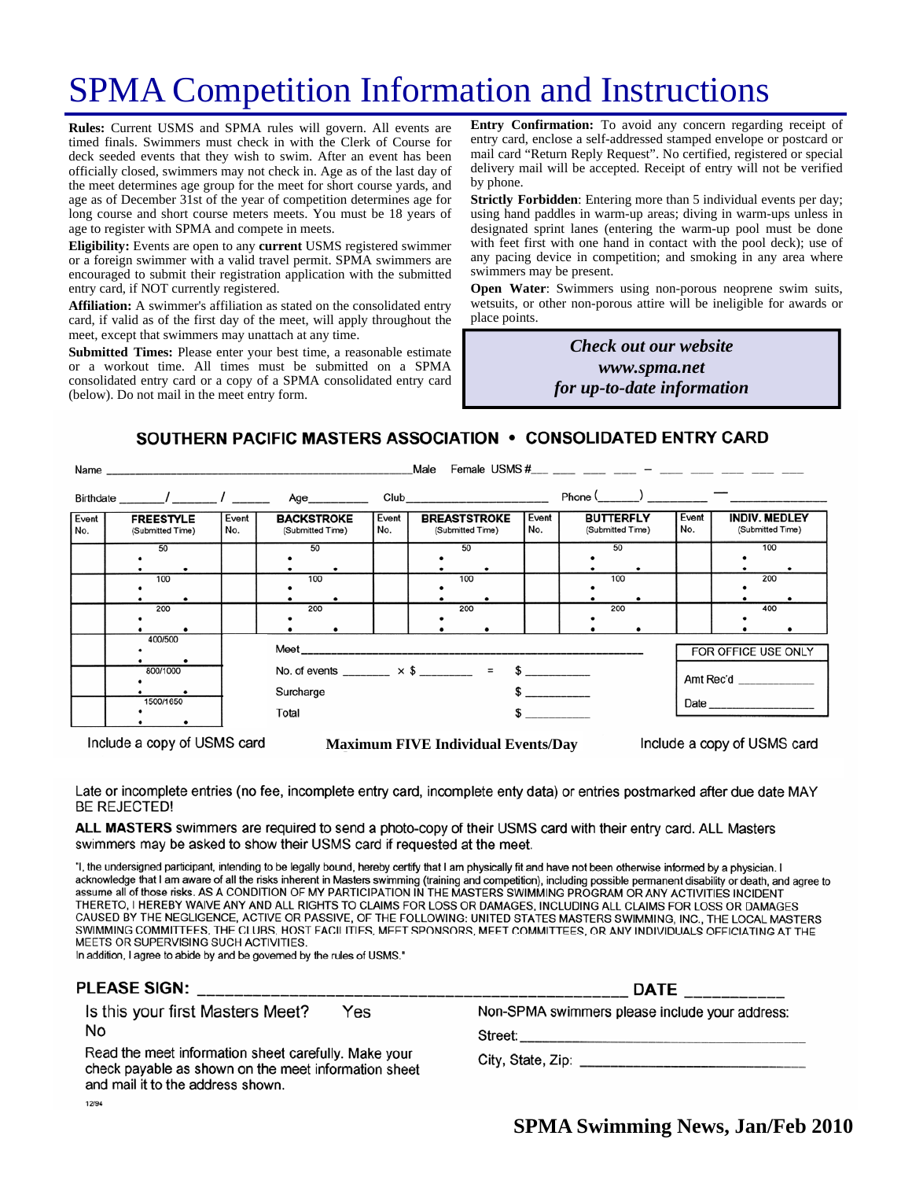# SPMA Competition Information and Instructions

**Rules:** Current USMS and SPMA rules will govern. All events are timed finals. Swimmers must check in with the Clerk of Course for deck seeded events that they wish to swim. After an event has been officially closed, swimmers may not check in. Age as of the last day of the meet determines age group for the meet for short course yards, and age as of December 31st of the year of competition determines age for long course and short course meters meets. You must be 18 years of age to register with SPMA and compete in meets.

**Eligibility:** Events are open to any **current** USMS registered swimmer or a foreign swimmer with a valid travel permit. SPMA swimmers are encouraged to submit their registration application with the submitted entry card, if NOT currently registered.

**Affiliation:** A swimmer's affiliation as stated on the consolidated entry card, if valid as of the first day of the meet, will apply throughout the meet, except that swimmers may unattach at any time.

**Submitted Times:** Please enter your best time, a reasonable estimate or a workout time. All times must be submitted on a SPMA consolidated entry card or a copy of a SPMA consolidated entry card (below). Do not mail in the meet entry form.

**Entry Confirmation:** To avoid any concern regarding receipt of entry card, enclose a self-addressed stamped envelope or postcard or mail card "Return Reply Request". No certified, registered or special delivery mail will be accepted. Receipt of entry will not be verified by phone.

**Strictly Forbidden**: Entering more than 5 individual events per day; using hand paddles in warm-up areas; diving in warm-ups unless in designated sprint lanes (entering the warm-up pool must be done with feet first with one hand in contact with the pool deck); use of any pacing device in competition; and smoking in any area where swimmers may be present.

**Open Water**: Swimmers using non-porous neoprene swim suits, wetsuits, or other non-porous attire will be ineligible for awards or place points.

***Check out our website***
***www.spma.net***
***for up-to-date information***

## SOUTHERN PACIFIC MASTERS ASSOCIATION • CONSOLIDATED ENTRY CARD

Name ______________________________ Male Female USMS # ___ ___ ___ ___ – ___ ___ ___ ___ ___

Birthdate ____/____/____ Age_______ Club__________________ Phone (____) ________ — __________

| Event No. | FREESTYLE (Submitted Time) | Event No. | BACKSTROKE (Submitted Time) | Event No. | BREASTSTROKE (Submitted Time) | Event No. | BUTTERFLY (Submitted Time) | Event No. | INDIV. MEDLEY (Submitted Time) |
|---|---|---|---|---|---|---|---|---|---|
| | 50 | | 50 | | 50 | | 50 | | 100 |
| | 100 | | 100 | | 100 | | 100 | | 200 |
| | 200 | | 200 | | 200 | | 200 | | 400 |
| | 400/500 | | | | | | | | |
| | 800/1000 | | | | | | | | |
| | 1500/1650 | | | | | | | | |

Meet ______________________________________

No. of events _______ × $ _______ = $ _________

Surcharge $ _________

Total $ _________

FOR OFFICE USE ONLY

Amt Rec'd ___________

Date ______________

Include a copy of USMS card **Maximum FIVE Individual Events/Day** Include a copy of USMS card

Late or incomplete entries (no fee, incomplete entry card, incomplete enty data) or entries postmarked after due date MAY BE REJECTED!

**ALL MASTERS** swimmers are required to send a photo-copy of their USMS card with their entry card. ALL Masters swimmers may be asked to show their USMS card if requested at the meet.

"I, the undersigned participant, intending to be legally bound, hereby certify that I am physically fit and have not been otherwise informed by a physician. I acknowledge that I am aware of all the risks inherent in Masters swimming (training and competition), including possible permanent disability or death, and agree to assume all of those risks. AS A CONDITION OF MY PARTICIPATION IN THE MASTERS SWIMMING PROGRAM OR ANY ACTIVITIES INCIDENT THERETO, I HEREBY WAIVE ANY AND ALL RIGHTS TO CLAIMS FOR LOSS OR DAMAGES, INCLUDING ALL CLAIMS FOR LOSS OR DAMAGES CAUSED BY THE NEGLIGENCE, ACTIVE OR PASSIVE, OF THE FOLLOWING: UNITED STATES MASTERS SWIMMING, INC., THE LOCAL MASTERS SWIMMING COMMITTEES, THE CLUBS, HOST FACILITIES, MEET SPONSORS, MEET COMMITTEES, OR ANY INDIVIDUALS OFFICIATING AT THE MEETS OR SUPERVISING SUCH ACTIVITIES.
In addition, I agree to abide by and be governed by the rules of USMS."

**PLEASE SIGN:** ______________________________________ **DATE** __________

Is this your first Masters Meet? Yes No

Read the meet information sheet carefully. Make your check payable as shown on the meet information sheet and mail it to the address shown.

Non-SPMA swimmers please include your address:

Street: ______________________________

City, State, Zip: ______________________

12/94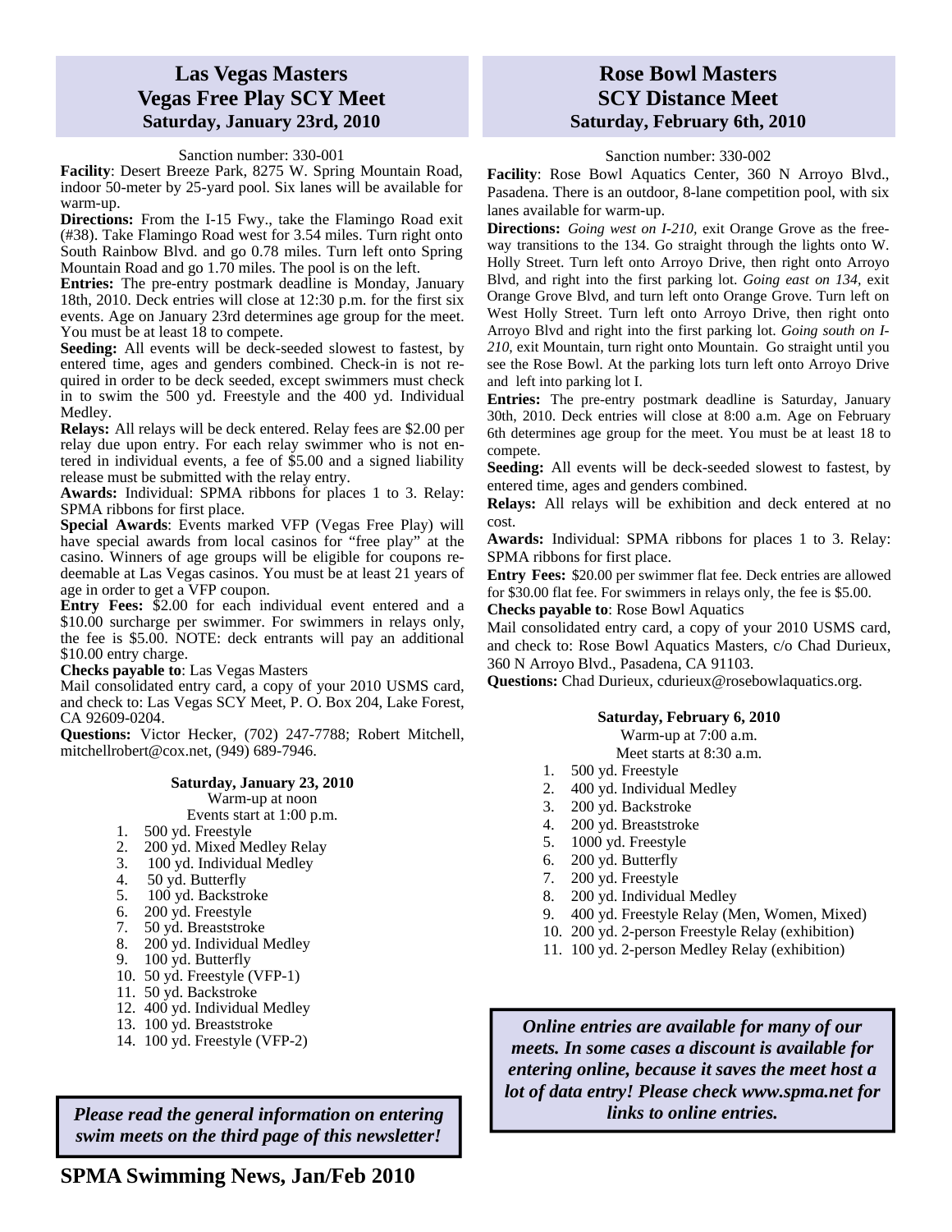## Las Vegas Masters
## Vegas Free Play SCY Meet
### Saturday, January 23rd, 2010

Sanction number: 330-001

**Facility**: Desert Breeze Park, 8275 W. Spring Mountain Road, indoor 50-meter by 25-yard pool. Six lanes will be available for warm-up.

**Directions:** From the I-15 Fwy., take the Flamingo Road exit (#38). Take Flamingo Road west for 3.54 miles. Turn right onto South Rainbow Blvd. and go 0.78 miles. Turn left onto Spring Mountain Road and go 1.70 miles. The pool is on the left.

**Entries:** The pre-entry postmark deadline is Monday, January 18th, 2010. Deck entries will close at 12:30 p.m. for the first six events. Age on January 23rd determines age group for the meet. You must be at least 18 to compete.

**Seeding:** All events will be deck-seeded slowest to fastest, by entered time, ages and genders combined. Check-in is not required in order to be deck seeded, except swimmers must check in to swim the 500 yd. Freestyle and the 400 yd. Individual Medley.

**Relays:** All relays will be deck entered. Relay fees are $2.00 per relay due upon entry. For each relay swimmer who is not entered in individual events, a fee of $5.00 and a signed liability release must be submitted with the relay entry.

**Awards:** Individual: SPMA ribbons for places 1 to 3. Relay: SPMA ribbons for first place.

**Special Awards**: Events marked VFP (Vegas Free Play) will have special awards from local casinos for "free play" at the casino. Winners of age groups will be eligible for coupons redeemable at Las Vegas casinos. You must be at least 21 years of age in order to get a VFP coupon.

**Entry Fees:** $2.00 for each individual event entered and a $10.00 surcharge per swimmer. For swimmers in relays only, the fee is $5.00. NOTE: deck entrants will pay an additional $10.00 entry charge.

**Checks payable to**: Las Vegas Masters

Mail consolidated entry card, a copy of your 2010 USMS card, and check to: Las Vegas SCY Meet, P. O. Box 204, Lake Forest, CA 92609-0204.

**Questions:** Victor Hecker, (702) 247-7788; Robert Mitchell, mitchellrobert@cox.net, (949) 689-7946.

**Saturday, January 23, 2010**

Warm-up at noon

Events start at 1:00 p.m.

1. 500 yd. Freestyle
2. 200 yd. Mixed Medley Relay
3. 100 yd. Individual Medley
4. 50 yd. Butterfly
5. 100 yd. Backstroke
6. 200 yd. Freestyle
7. 50 yd. Breaststroke
8. 200 yd. Individual Medley
9. 100 yd. Butterfly
10. 50 yd. Freestyle (VFP-1)
11. 50 yd. Backstroke
12. 400 yd. Individual Medley
13. 100 yd. Breaststroke
14. 100 yd. Freestyle (VFP-2)

***Please read the general information on entering swim meets on the third page of this newsletter!***

## Rose Bowl Masters
## SCY Distance Meet
### Saturday, February 6th, 2010

Sanction number: 330-002

**Facility**: Rose Bowl Aquatics Center, 360 N Arroyo Blvd., Pasadena. There is an outdoor, 8-lane competition pool, with six lanes available for warm-up.

**Directions:** *Going west on I-210,* exit Orange Grove as the freeway transitions to the 134. Go straight through the lights onto W. Holly Street. Turn left onto Arroyo Drive, then right onto Arroyo Blvd, and right into the first parking lot. *Going east on 134,* exit Orange Grove Blvd, and turn left onto Orange Grove. Turn left on West Holly Street. Turn left onto Arroyo Drive, then right onto Arroyo Blvd and right into the first parking lot. *Going south on I-210,* exit Mountain, turn right onto Mountain. Go straight until you see the Rose Bowl. At the parking lots turn left onto Arroyo Drive and left into parking lot I.

**Entries:** The pre-entry postmark deadline is Saturday, January 30th, 2010. Deck entries will close at 8:00 a.m. Age on February 6th determines age group for the meet. You must be at least 18 to compete.

**Seeding:** All events will be deck-seeded slowest to fastest, by entered time, ages and genders combined.

**Relays:** All relays will be exhibition and deck entered at no cost.

**Awards:** Individual: SPMA ribbons for places 1 to 3. Relay: SPMA ribbons for first place.

**Entry Fees:** $20.00 per swimmer flat fee. Deck entries are allowed for $30.00 flat fee. For swimmers in relays only, the fee is $5.00.

**Checks payable to**: Rose Bowl Aquatics

Mail consolidated entry card, a copy of your 2010 USMS card, and check to: Rose Bowl Aquatics Masters, c/o Chad Durieux, 360 N Arroyo Blvd., Pasadena, CA 91103.

**Questions:** Chad Durieux, cdurieux@rosebowlaquatics.org.

**Saturday, February 6, 2010**

Warm-up at 7:00 a.m.

Meet starts at 8:30 a.m.

1. 500 yd. Freestyle
2. 400 yd. Individual Medley
3. 200 yd. Backstroke
4. 200 yd. Breaststroke
5. 1000 yd. Freestyle
6. 200 yd. Butterfly
7. 200 yd. Freestyle
8. 200 yd. Individual Medley
9. 400 yd. Freestyle Relay (Men, Women, Mixed)
10. 200 yd. 2-person Freestyle Relay (exhibition)
11. 100 yd. 2-person Medley Relay (exhibition)

***Online entries are available for many of our meets. In some cases a discount is available for entering online, because it saves the meet host a lot of data entry! Please check www.spma.net for links to online entries.***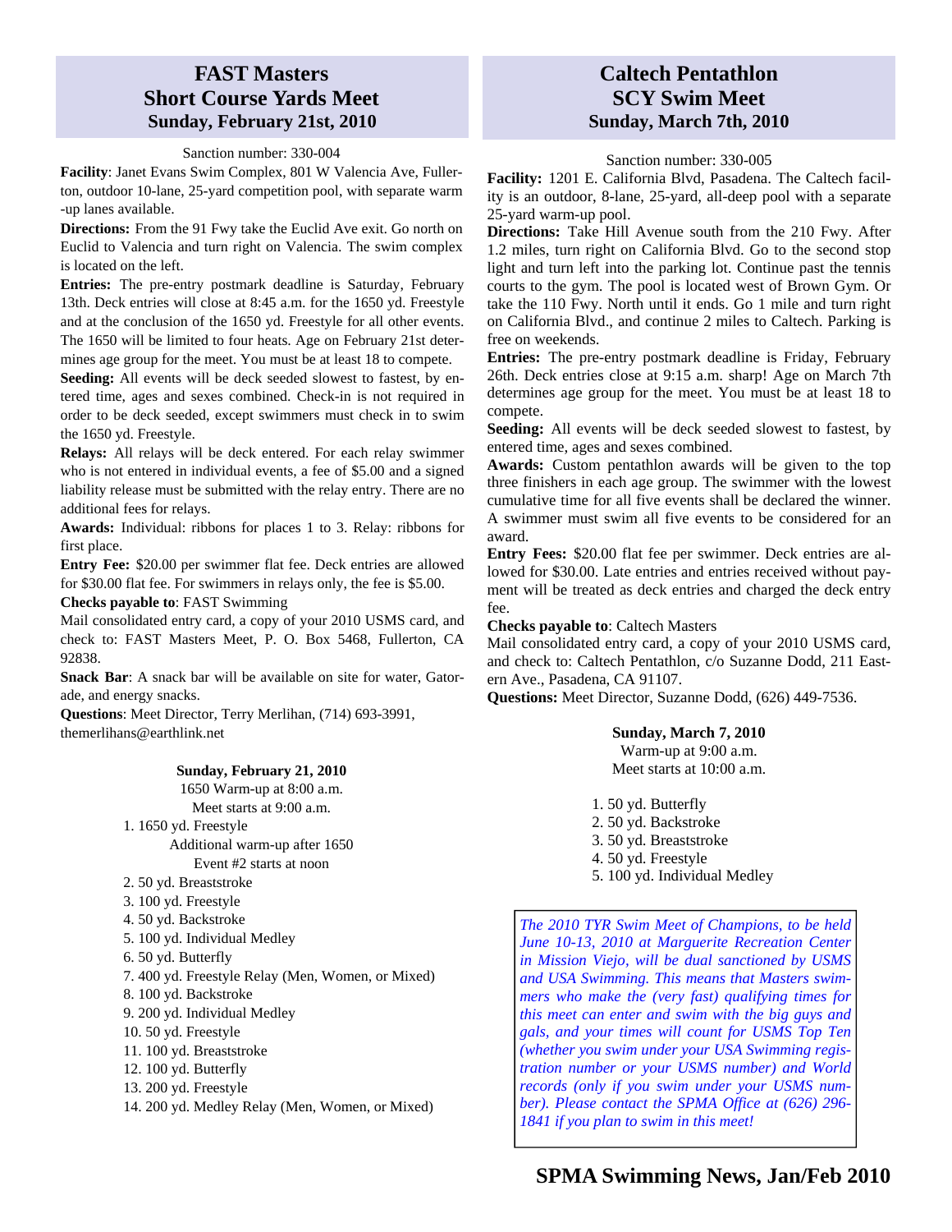## FAST Masters Short Course Yards Meet
### Sunday, February 21st, 2010

Sanction number: 330-004

**Facility**: Janet Evans Swim Complex, 801 W Valencia Ave, Fullerton, outdoor 10-lane, 25-yard competition pool, with separate warm-up lanes available.

**Directions:** From the 91 Fwy take the Euclid Ave exit. Go north on Euclid to Valencia and turn right on Valencia. The swim complex is located on the left.

**Entries:** The pre-entry postmark deadline is Saturday, February 13th. Deck entries will close at 8:45 a.m. for the 1650 yd. Freestyle and at the conclusion of the 1650 yd. Freestyle for all other events. The 1650 will be limited to four heats. Age on February 21st determines age group for the meet. You must be at least 18 to compete.

**Seeding:** All events will be deck seeded slowest to fastest, by entered time, ages and sexes combined. Check-in is not required in order to be deck seeded, except swimmers must check in to swim the 1650 yd. Freestyle.

**Relays:** All relays will be deck entered. For each relay swimmer who is not entered in individual events, a fee of $5.00 and a signed liability release must be submitted with the relay entry. There are no additional fees for relays.

**Awards:** Individual: ribbons for places 1 to 3. Relay: ribbons for first place.

**Entry Fee:** $20.00 per swimmer flat fee. Deck entries are allowed for $30.00 flat fee. For swimmers in relays only, the fee is $5.00.

**Checks payable to**: FAST Swimming

Mail consolidated entry card, a copy of your 2010 USMS card, and check to: FAST Masters Meet, P. O. Box 5468, Fullerton, CA 92838.

**Snack Bar**: A snack bar will be available on site for water, Gatorade, and energy snacks.

**Questions**: Meet Director, Terry Merlihan, (714) 693-3991, themerlihans@earthlink.net

**Sunday, February 21, 2010**

1650 Warm-up at 8:00 a.m.

Meet starts at 9:00 a.m.

1. 1650 yd. Freestyle

   Additional warm-up after 1650

   Event #2 starts at noon

2. 50 yd. Breaststroke
3. 100 yd. Freestyle
4. 50 yd. Backstroke
5. 100 yd. Individual Medley
6. 50 yd. Butterfly
7. 400 yd. Freestyle Relay (Men, Women, or Mixed)
8. 100 yd. Backstroke
9. 200 yd. Individual Medley
10. 50 yd. Freestyle
11. 100 yd. Breaststroke
12. 100 yd. Butterfly
13. 200 yd. Freestyle
14. 200 yd. Medley Relay (Men, Women, or Mixed)

## Caltech Pentathlon SCY Swim Meet
### Sunday, March 7th, 2010

Sanction number: 330-005

**Facility:** 1201 E. California Blvd, Pasadena. The Caltech facility is an outdoor, 8-lane, 25-yard, all-deep pool with a separate 25-yard warm-up pool.

**Directions:** Take Hill Avenue south from the 210 Fwy. After 1.2 miles, turn right on California Blvd. Go to the second stop light and turn left into the parking lot. Continue past the tennis courts to the gym. The pool is located west of Brown Gym. Or take the 110 Fwy. North until it ends. Go 1 mile and turn right on California Blvd., and continue 2 miles to Caltech. Parking is free on weekends.

**Entries:** The pre-entry postmark deadline is Friday, February 26th. Deck entries close at 9:15 a.m. sharp! Age on March 7th determines age group for the meet. You must be at least 18 to compete.

**Seeding:** All events will be deck seeded slowest to fastest, by entered time, ages and sexes combined.

**Awards:** Custom pentathlon awards will be given to the top three finishers in each age group. The swimmer with the lowest cumulative time for all five events shall be declared the winner. A swimmer must swim all five events to be considered for an award.

**Entry Fees:** $20.00 flat fee per swimmer. Deck entries are allowed for $30.00. Late entries and entries received without payment will be treated as deck entries and charged the deck entry fee.

**Checks payable to**: Caltech Masters

Mail consolidated entry card, a copy of your 2010 USMS card, and check to: Caltech Pentathlon, c/o Suzanne Dodd, 211 Eastern Ave., Pasadena, CA 91107.

**Questions:** Meet Director, Suzanne Dodd, (626) 449-7536.

**Sunday, March 7, 2010**

Warm-up at 9:00 a.m.

Meet starts at 10:00 a.m.

1. 50 yd. Butterfly
2. 50 yd. Backstroke
3. 50 yd. Breaststroke
4. 50 yd. Freestyle
5. 100 yd. Individual Medley

*The 2010 TYR Swim Meet of Champions, to be held June 10-13, 2010 at Marguerite Recreation Center in Mission Viejo, will be dual sanctioned by USMS and USA Swimming. This means that Masters swimmers who make the (very fast) qualifying times for this meet can enter and swim with the big guys and gals, and your times will count for USMS Top Ten (whether you swim under your USA Swimming registration number or your USMS number) and World records (only if you swim under your USMS number). Please contact the SPMA Office at (626) 296-1841 if you plan to swim in this meet!*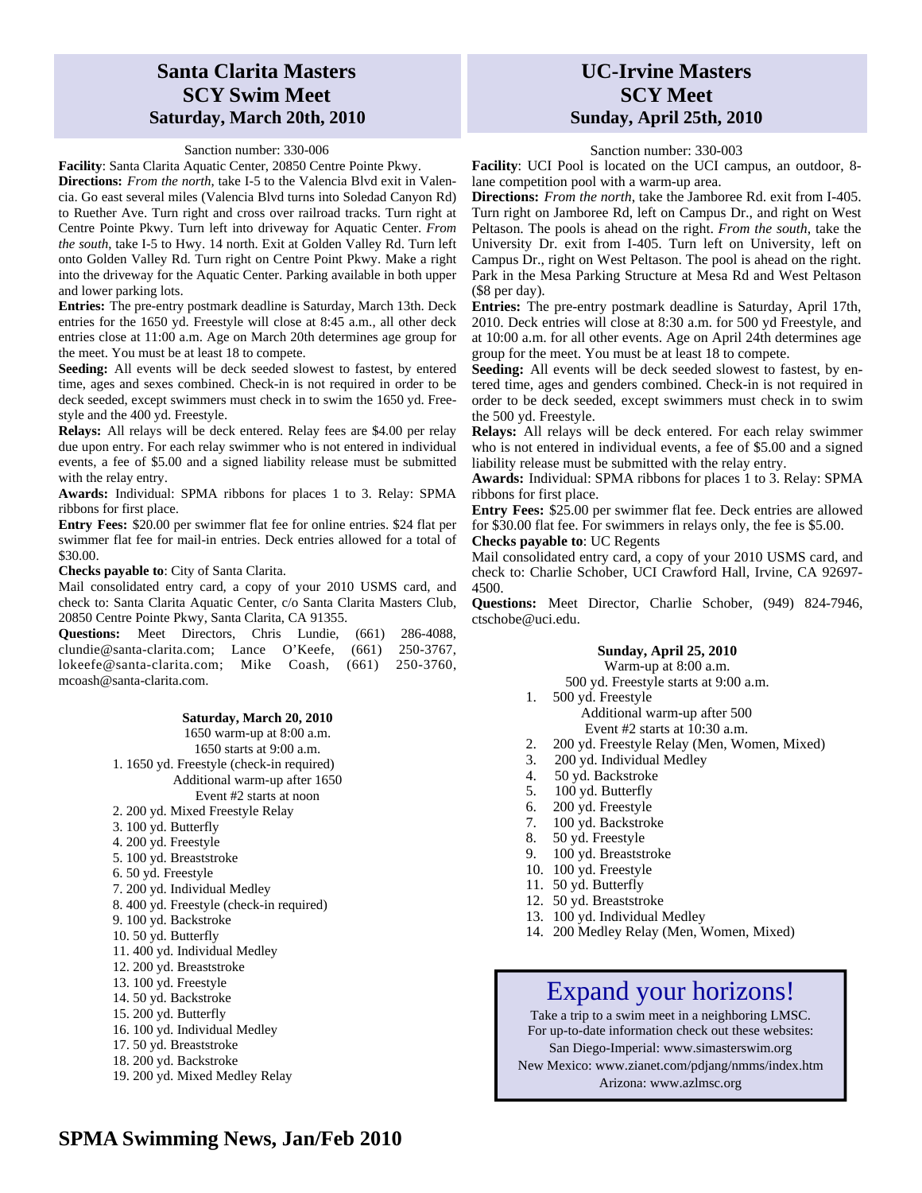## Santa Clarita Masters SCY Swim Meet
### Saturday, March 20th, 2010

Sanction number: 330-006

**Facility**: Santa Clarita Aquatic Center, 20850 Centre Pointe Pkwy.

**Directions:** *From the north*, take I-5 to the Valencia Blvd exit in Valencia. Go east several miles (Valencia Blvd turns into Soledad Canyon Rd) to Ruether Ave. Turn right and cross over railroad tracks. Turn right at Centre Pointe Pkwy. Turn left into driveway for Aquatic Center. *From the south*, take I-5 to Hwy. 14 north. Exit at Golden Valley Rd. Turn left onto Golden Valley Rd. Turn right on Centre Point Pkwy. Make a right into the driveway for the Aquatic Center. Parking available in both upper and lower parking lots.

**Entries:** The pre-entry postmark deadline is Saturday, March 13th. Deck entries for the 1650 yd. Freestyle will close at 8:45 a.m., all other deck entries close at 11:00 a.m. Age on March 20th determines age group for the meet. You must be at least 18 to compete.

**Seeding:** All events will be deck seeded slowest to fastest, by entered time, ages and sexes combined. Check-in is not required in order to be deck seeded, except swimmers must check in to swim the 1650 yd. Freestyle and the 400 yd. Freestyle.

**Relays:** All relays will be deck entered. Relay fees are $4.00 per relay due upon entry. For each relay swimmer who is not entered in individual events, a fee of $5.00 and a signed liability release must be submitted with the relay entry.

**Awards:** Individual: SPMA ribbons for places 1 to 3. Relay: SPMA ribbons for first place.

**Entry Fees:** $20.00 per swimmer flat fee for online entries. $24 flat per swimmer flat fee for mail-in entries. Deck entries allowed for a total of $30.00.

**Checks payable to**: City of Santa Clarita.

Mail consolidated entry card, a copy of your 2010 USMS card, and check to: Santa Clarita Aquatic Center, c/o Santa Clarita Masters Club, 20850 Centre Pointe Pkwy, Santa Clarita, CA 91355.

**Questions:** Meet Directors, Chris Lundie, (661) 286-4088, clundie@santa-clarita.com; Lance O'Keefe, (661) 250-3767, lokeefe@santa-clarita.com; Mike Coash, (661) 250-3760, mcoash@santa-clarita.com.

**Saturday, March 20, 2010**

1650 warm-up at 8:00 a.m.
1650 starts at 9:00 a.m.

1. 1650 yd. Freestyle (check-in required)
   Additional warm-up after 1650
   Event #2 starts at noon
2. 200 yd. Mixed Freestyle Relay
3. 100 yd. Butterfly
4. 200 yd. Freestyle
5. 100 yd. Breaststroke
6. 50 yd. Freestyle
7. 200 yd. Individual Medley
8. 400 yd. Freestyle (check-in required)
9. 100 yd. Backstroke
10. 50 yd. Butterfly
11. 400 yd. Individual Medley
12. 200 yd. Breaststroke
13. 100 yd. Freestyle
14. 50 yd. Backstroke
15. 200 yd. Butterfly
16. 100 yd. Individual Medley
17. 50 yd. Breaststroke
18. 200 yd. Backstroke
19. 200 yd. Mixed Medley Relay

## UC-Irvine Masters SCY Meet
### Sunday, April 25th, 2010

Sanction number: 330-003

**Facility**: UCI Pool is located on the UCI campus, an outdoor, 8-lane competition pool with a warm-up area.

**Directions:** *From the north*, take the Jamboree Rd. exit from I-405. Turn right on Jamboree Rd, left on Campus Dr., and right on West Peltason. The pools is ahead on the right. *From the south*, take the University Dr. exit from I-405. Turn left on University, left on Campus Dr., right on West Peltason. The pool is ahead on the right. Park in the Mesa Parking Structure at Mesa Rd and West Peltason ($8 per day).

**Entries:** The pre-entry postmark deadline is Saturday, April 17th, 2010. Deck entries will close at 8:30 a.m. for 500 yd Freestyle, and at 10:00 a.m. for all other events. Age on April 24th determines age group for the meet. You must be at least 18 to compete.

**Seeding:** All events will be deck seeded slowest to fastest, by entered time, ages and genders combined. Check-in is not required in order to be deck seeded, except swimmers must check in to swim the 500 yd. Freestyle.

**Relays:** All relays will be deck entered. For each relay swimmer who is not entered in individual events, a fee of $5.00 and a signed liability release must be submitted with the relay entry.

**Awards:** Individual: SPMA ribbons for places 1 to 3. Relay: SPMA ribbons for first place.

**Entry Fees:** $25.00 per swimmer flat fee. Deck entries are allowed for $30.00 flat fee. For swimmers in relays only, the fee is $5.00.

**Checks payable to**: UC Regents

Mail consolidated entry card, a copy of your 2010 USMS card, and check to: Charlie Schober, UCI Crawford Hall, Irvine, CA 92697-4500.

**Questions:** Meet Director, Charlie Schober, (949) 824-7946, ctschobe@uci.edu.

**Sunday, April 25, 2010**

Warm-up at 8:00 a.m.
500 yd. Freestyle starts at 9:00 a.m.

1. 500 yd. Freestyle
   Additional warm-up after 500
   Event #2 starts at 10:30 a.m.
2. 200 yd. Freestyle Relay (Men, Women, Mixed)
3. 200 yd. Individual Medley
4. 50 yd. Backstroke
5. 100 yd. Butterfly
6. 200 yd. Freestyle
7. 100 yd. Backstroke
8. 50 yd. Freestyle
9. 100 yd. Breaststroke
10. 100 yd. Freestyle
11. 50 yd. Butterfly
12. 50 yd. Breaststroke
13. 100 yd. Individual Medley
14. 200 Medley Relay (Men, Women, Mixed)

## Expand your horizons!

Take a trip to a swim meet in a neighboring LMSC.
For up-to-date information check out these websites:
San Diego-Imperial: www.simasterswim.org
New Mexico: www.zianet.com/pdjang/nmms/index.htm
Arizona: www.azlmsc.org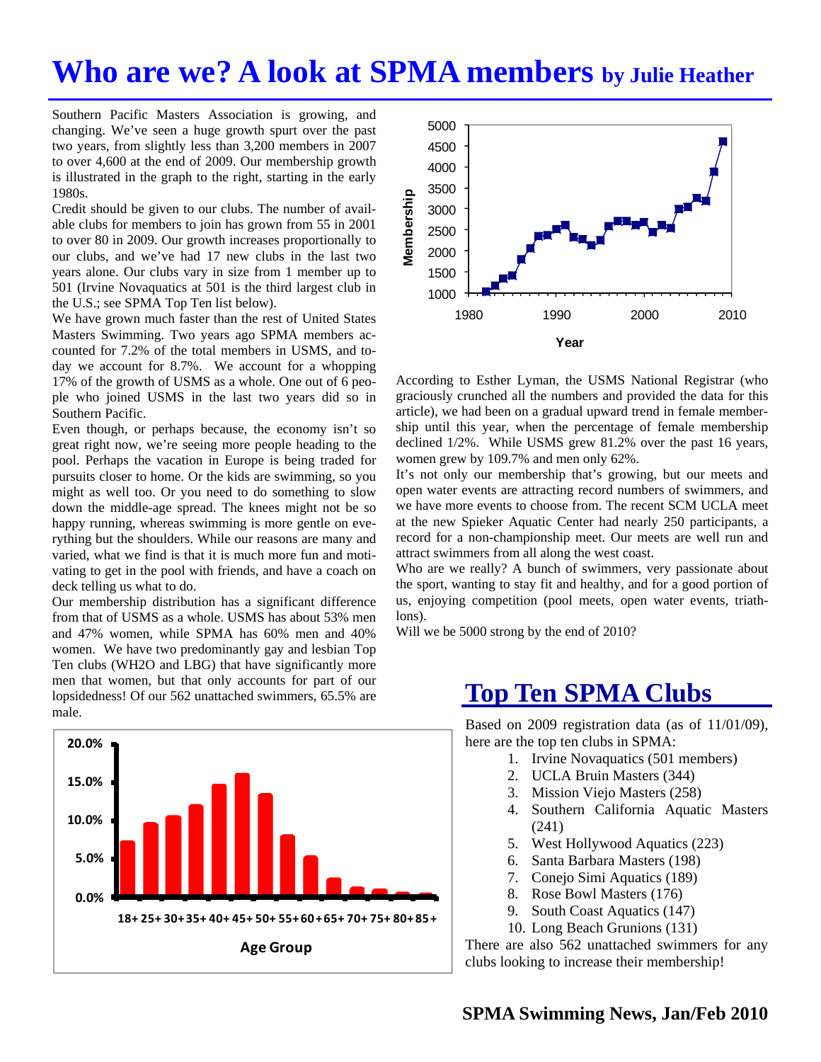# Who are we? A look at SPMA members by Julie Heather

Southern Pacific Masters Association is growing, and changing. We've seen a huge growth spurt over the past two years, from slightly less than 3,200 members in 2007 to over 4,600 at the end of 2009. Our membership growth is illustrated in the graph to the right, starting in the early 1980s.

Credit should be given to our clubs. The number of available clubs for members to join has grown from 55 in 2001 to over 80 in 2009. Our growth increases proportionally to our clubs, and we've had 17 new clubs in the last two years alone. Our clubs vary in size from 1 member up to 501 (Irvine Novaquatics at 501 is the third largest club in the U.S.; see SPMA Top Ten list below).

We have grown much faster than the rest of United States Masters Swimming. Two years ago SPMA members accounted for 7.2% of the total members in USMS, and today we account for 8.7%. We account for a whopping 17% of the growth of USMS as a whole. One out of 6 people who joined USMS in the last two years did so in Southern Pacific.

Even though, or perhaps because, the economy isn't so great right now, we're seeing more people heading to the pool. Perhaps the vacation in Europe is being traded for pursuits closer to home. Or the kids are swimming, so you might as well too. Or you need to do something to slow down the middle-age spread. The knees might not be so happy running, whereas swimming is more gentle on everything but the shoulders. While our reasons are many and varied, what we find is that it is much more fun and motivating to get in the pool with friends, and have a coach on deck telling us what to do.

Our membership distribution has a significant difference from that of USMS as a whole. USMS has about 53% men and 47% women, while SPMA has 60% men and 40% women. We have two predominantly gay and lesbian Top Ten clubs (WH2O and LBG) that have significantly more men that women, but that only accounts for part of our lopsidedness! Of our 562 unattached swimmers, 65.5% are male.

According to Esther Lyman, the USMS National Registrar (who graciously crunched all the numbers and provided the data for this article), we had been on a gradual upward trend in female membership until this year, when the percentage of female membership declined 1/2%. While USMS grew 81.2% over the past 16 years, women grew by 109.7% and men only 62%.

It's not only our membership that's growing, but our meets and open water events are attracting record numbers of swimmers, and we have more events to choose from. The recent SCM UCLA meet at the new Spieker Aquatic Center had nearly 250 participants, a record for a non-championship meet. Our meets are well run and attract swimmers from all along the west coast.

Who are we really? A bunch of swimmers, very passionate about the sport, wanting to stay fit and healthy, and for a good portion of us, enjoying competition (pool meets, open water events, triathlons).

Will we be 5000 strong by the end of 2010?

## Top Ten SPMA Clubs

Based on 2009 registration data (as of 11/01/09), here are the top ten clubs in SPMA:

1. Irvine Novaquatics (501 members)
2. UCLA Bruin Masters (344)
3. Mission Viejo Masters (258)
4. Southern California Aquatic Masters (241)
5. West Hollywood Aquatics (223)
6. Santa Barbara Masters (198)
7. Conejo Simi Aquatics (189)
8. Rose Bowl Masters (176)
9. South Coast Aquatics (147)
10. Long Beach Grunions (131)

There are also 562 unattached swimmers for any clubs looking to increase their membership!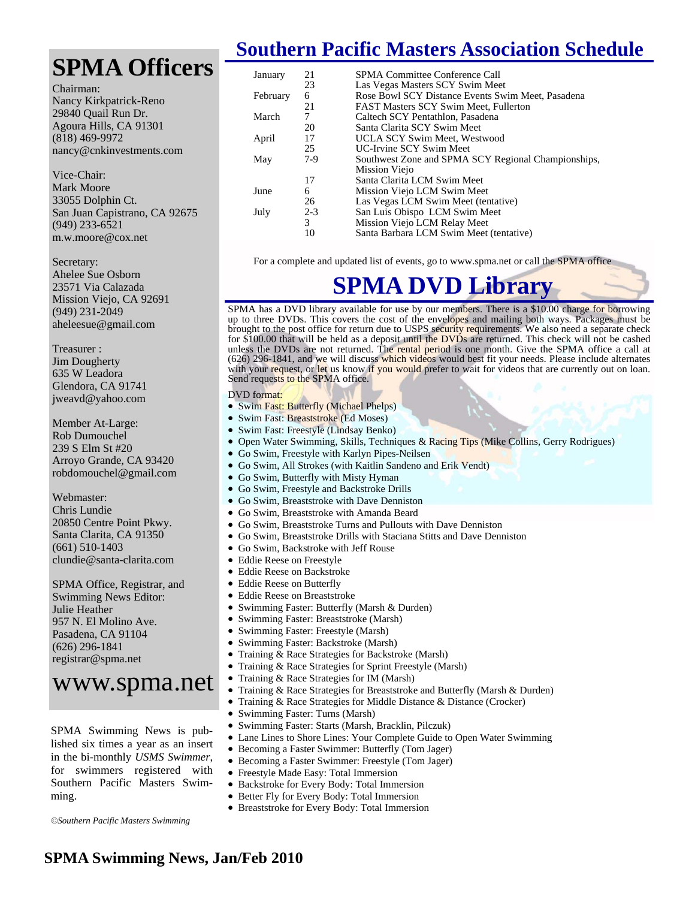# SPMA Officers

Chairman:
Nancy Kirkpatrick-Reno
29840 Quail Run Dr.
Agoura Hills, CA 91301
(818) 469-9972
nancy@cnkinvestments.com

Vice-Chair:
Mark Moore
33055 Dolphin Ct.
San Juan Capistrano, CA 92675
(949) 233-6521
m.w.moore@cox.net

Secretary:
Ahelee Sue Osborn
23571 Via Calazada
Mission Viejo, CA 92691
(949) 231-2049
aheleesue@gmail.com

Treasurer :
Jim Dougherty
635 W Leadora
Glendora, CA 91741
jweavd@yahoo.com

Member At-Large:
Rob Dumouchel
239 S Elm St #20
Arroyo Grande, CA 93420
robdomouchel@gmail.com

Webmaster:
Chris Lundie
20850 Centre Point Pkwy.
Santa Clarita, CA 91350
(661) 510-1403
clundie@santa-clarita.com

SPMA Office, Registrar, and Swimming News Editor:
Julie Heather
957 N. El Molino Ave.
Pasadena, CA 91104
(626) 296-1841
registrar@spma.net

www.spma.net

SPMA Swimming News is published six times a year as an insert in the bi-monthly *USMS Swimmer*, for swimmers registered with Southern Pacific Masters Swimming.

*©Southern Pacific Masters Swimming*

# Southern Pacific Masters Association Schedule

| | | |
|---|---|---|
| January | 21 | SPMA Committee Conference Call |
| | 23 | Las Vegas Masters SCY Swim Meet |
| February | 6 | Rose Bowl SCY Distance Events Swim Meet, Pasadena |
| | 21 | FAST Masters SCY Swim Meet, Fullerton |
| March | 7 | Caltech SCY Pentathlon, Pasadena |
| | 20 | Santa Clarita SCY Swim Meet |
| April | 17 | UCLA SCY Swim Meet, Westwood |
| | 25 | UC-Irvine SCY Swim Meet |
| May | 7-9 | Southwest Zone and SPMA SCY Regional Championships, Mission Viejo |
| | 17 | Santa Clarita LCM Swim Meet |
| June | 6 | Mission Viejo LCM Swim Meet |
| | 26 | Las Vegas LCM Swim Meet (tentative) |
| July | 2-3 | San Luis Obispo LCM Swim Meet |
| | 3 | Mission Viejo LCM Relay Meet |
| | 10 | Santa Barbara LCM Swim Meet (tentative) |

For a complete and updated list of events, go to www.spma.net or call the SPMA office

# SPMA DVD Library

SPMA has a DVD library available for use by our members. There is a $10.00 charge for borrowing up to three DVDs. This covers the cost of the envelopes and mailing both ways. Packages must be brought to the post office for return due to USPS security requirements. We also need a separate check for $100.00 that will be held as a deposit until the DVDs are returned. This check will not be cashed unless the DVDs are not returned. The rental period is one month. Give the SPMA office a call at (626) 296-1841, and we will discuss which videos would best fit your needs. Please include alternates with your request, or let us know if you would prefer to wait for videos that are currently out on loan. Send requests to the SPMA office.

DVD format:

- Swim Fast: Butterfly (Michael Phelps)
- Swim Fast: Breaststroke (Ed Moses)
- Swim Fast: Freestyle (Lindsay Benko)
- Open Water Swimming, Skills, Techniques & Racing Tips (Mike Collins, Gerry Rodrigues)
- Go Swim, Freestyle with Karlyn Pipes-Neilsen
- Go Swim, All Strokes (with Kaitlin Sandeno and Erik Vendt)
- Go Swim, Butterfly with Misty Hyman
- Go Swim, Freestyle and Backstroke Drills
- Go Swim, Breaststroke with Dave Denniston
- Go Swim, Breaststroke with Amanda Beard
- Go Swim, Breaststroke Turns and Pullouts with Dave Denniston
- Go Swim, Breaststroke Drills with Staciana Stitts and Dave Denniston
- Go Swim, Backstroke with Jeff Rouse
- Eddie Reese on Freestyle
- Eddie Reese on Backstroke
- Eddie Reese on Butterfly
- Eddie Reese on Breaststroke
- Swimming Faster: Butterfly (Marsh & Durden)
- Swimming Faster: Breaststroke (Marsh)
- Swimming Faster: Freestyle (Marsh)
- Swimming Faster: Backstroke (Marsh)
- Training & Race Strategies for Backstroke (Marsh)
- Training & Race Strategies for Sprint Freestyle (Marsh)
- Training & Race Strategies for IM (Marsh)
- Training & Race Strategies for Breaststroke and Butterfly (Marsh & Durden)
- Training & Race Strategies for Middle Distance & Distance (Crocker)
- Swimming Faster: Turns (Marsh)
- Swimming Faster: Starts (Marsh, Bracklin, Pilczuk)
- Lane Lines to Shore Lines: Your Complete Guide to Open Water Swimming
- Becoming a Faster Swimmer: Butterfly (Tom Jager)
- Becoming a Faster Swimmer: Freestyle (Tom Jager)
- Freestyle Made Easy: Total Immersion
- Backstroke for Every Body: Total Immersion
- Better Fly for Every Body: Total Immersion
- Breaststroke for Every Body: Total Immersion